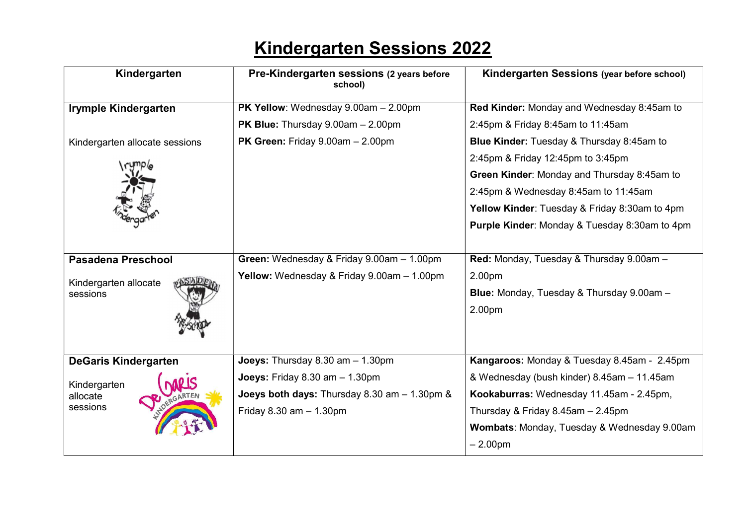# Kindergarten Sessions 2022

| Kindergarten | Pre-Kindergarten sessions (2 years before school) | Kindergarten Sessions (year before school) |
| --- | --- | --- |
| **Irymple Kindergarten**<br><br>Kindergarten allocate sessions | **PK Yellow**: Wednesday 9.00am – 2.00pm<br>**PK Blue:** Thursday 9.00am – 2.00pm<br>**PK Green:** Friday 9.00am – 2.00pm | **Red Kinder:** Monday and Wednesday 8:45am to 2:45pm & Friday 8:45am to 11:45am<br>**Blue Kinder:** Tuesday & Thursday 8:45am to 2:45pm & Friday 12:45pm to 3:45pm<br>**Green Kinder**: Monday and Thursday 8:45am to 2:45pm & Wednesday 8:45am to 11:45am<br>**Yellow Kinder**: Tuesday & Friday 8:30am to 4pm<br>**Purple Kinder**: Monday & Tuesday 8:30am to 4pm |
| **Pasadena Preschool**<br><br>Kindergarten allocate sessions | **Green:** Wednesday & Friday 9.00am – 1.00pm<br>**Yellow:** Wednesday & Friday 9.00am – 1.00pm | **Red:** Monday, Tuesday & Thursday 9.00am – 2.00pm<br>**Blue:** Monday, Tuesday & Thursday 9.00am – 2.00pm |
| **DeGaris Kindergarten**<br><br>Kindergarten allocate sessions | **Joeys:** Thursday 8.30 am – 1.30pm<br>**Joeys:** Friday 8.30 am – 1.30pm<br>**Joeys both days:** Thursday 8.30 am – 1.30pm & Friday 8.30 am – 1.30pm | **Kangaroos:** Monday & Tuesday 8.45am - 2.45pm & Wednesday (bush kinder) 8.45am – 11.45am<br>**Kookaburras:** Wednesday 11.45am - 2.45pm, Thursday & Friday 8.45am – 2.45pm<br>**Wombats**: Monday, Tuesday & Wednesday 9.00am – 2.00pm |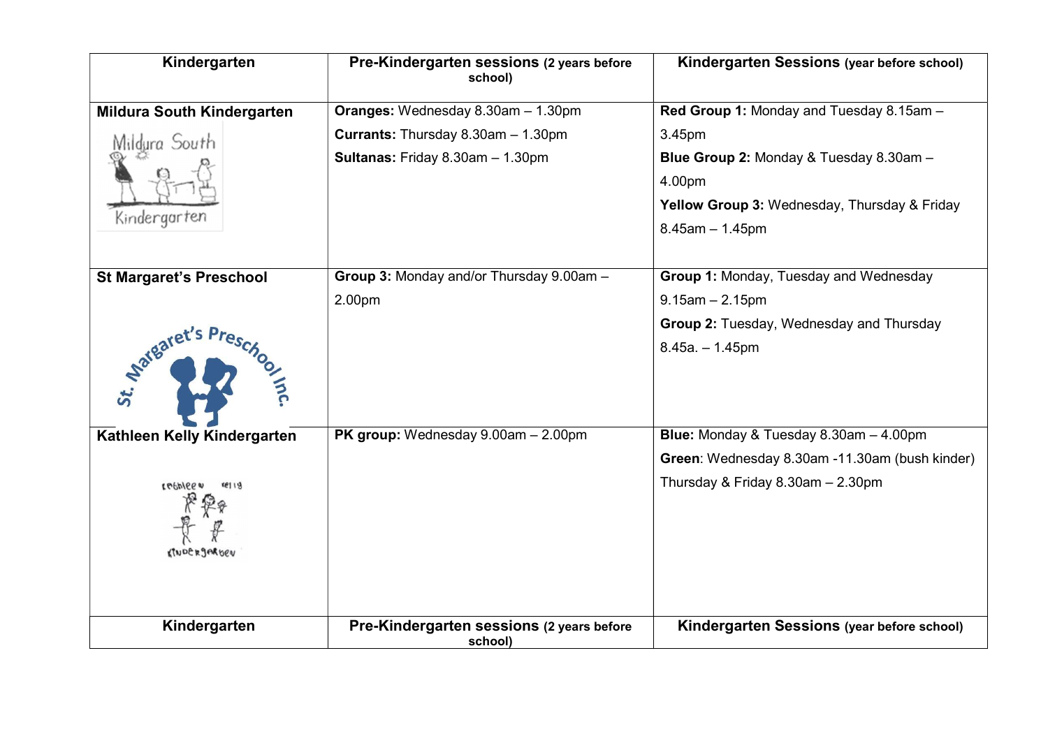| Kindergarten | Pre-Kindergarten sessions (2 years before school) | Kindergarten Sessions (year before school) |
|---|---|---|
| **Mildura South Kindergarten** | **Oranges:** Wednesday 8.30am – 1.30pm<br>**Currants:** Thursday 8.30am – 1.30pm<br>**Sultanas:** Friday 8.30am – 1.30pm | **Red Group 1:** Monday and Tuesday 8.15am – 3.45pm<br>**Blue Group 2:** Monday & Tuesday 8.30am – 4.00pm<br>**Yellow Group 3:** Wednesday, Thursday & Friday 8.45am – 1.45pm |
| **St Margaret's Preschool** | **Group 3:** Monday and/or Thursday 9.00am – 2.00pm | **Group 1:** Monday, Tuesday and Wednesday 9.15am – 2.15pm<br>**Group 2:** Tuesday, Wednesday and Thursday 8.45a. – 1.45pm |
| **Kathleen Kelly Kindergarten** | **PK group:** Wednesday 9.00am – 2.00pm | **Blue:** Monday & Tuesday 8.30am – 4.00pm<br>**Green**: Wednesday 8.30am -11.30am (bush kinder)<br>Thursday & Friday 8.30am – 2.30pm |
| **Kindergarten** | **Pre-Kindergarten sessions (2 years before school)** | **Kindergarten Sessions (year before school)** |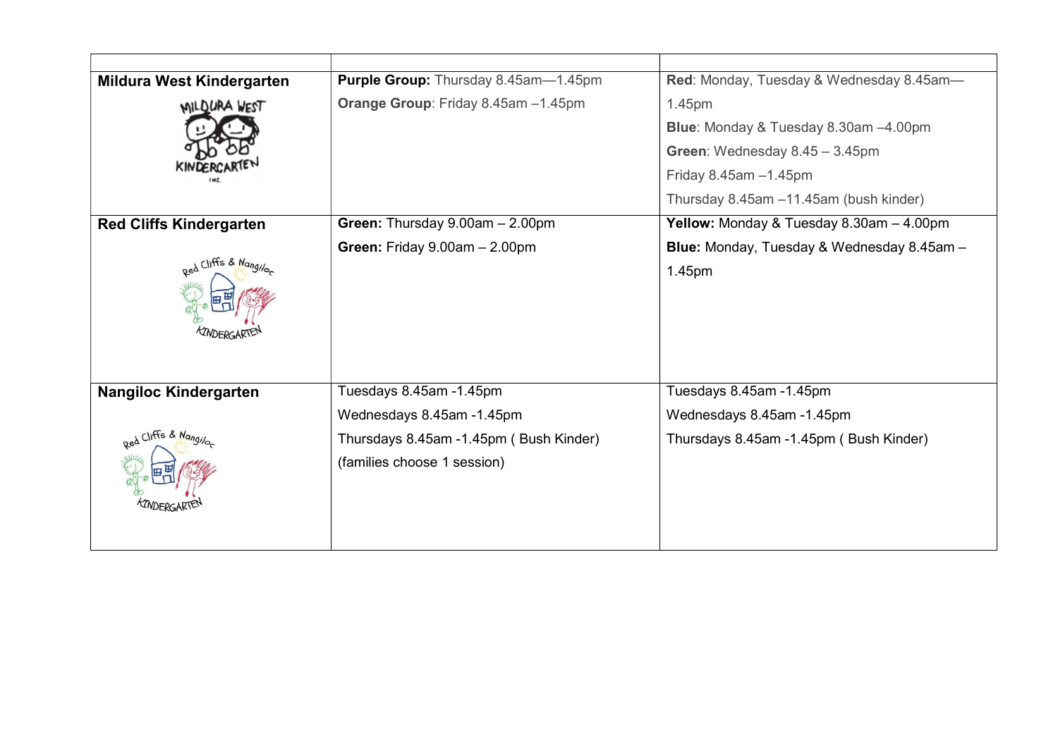| | | |
|---|---|---|
| **Mildura West Kindergarten** | **Purple Group:** Thursday 8.45am—1.45pm<br>**Orange Group**: Friday 8.45am –1.45pm | **Red**: Monday, Tuesday & Wednesday 8.45am—1.45pm<br>**Blue**: Monday & Tuesday 8.30am –4.00pm<br>**Green**: Wednesday 8.45 – 3.45pm<br>Friday 8.45am –1.45pm<br>Thursday 8.45am –11.45am (bush kinder) |
| **Red Cliffs Kindergarten** | **Green:** Thursday 9.00am – 2.00pm<br>**Green:** Friday 9.00am – 2.00pm | **Yellow:** Monday & Tuesday 8.30am – 4.00pm<br>**Blue:** Monday, Tuesday & Wednesday 8.45am – 1.45pm |
| **Nangiloc Kindergarten** | Tuesdays 8.45am -1.45pm<br>Wednesdays 8.45am -1.45pm<br>Thursdays 8.45am -1.45pm ( Bush Kinder)<br>(families choose 1 session) | Tuesdays 8.45am -1.45pm<br>Wednesdays 8.45am -1.45pm<br>Thursdays 8.45am -1.45pm ( Bush Kinder) |